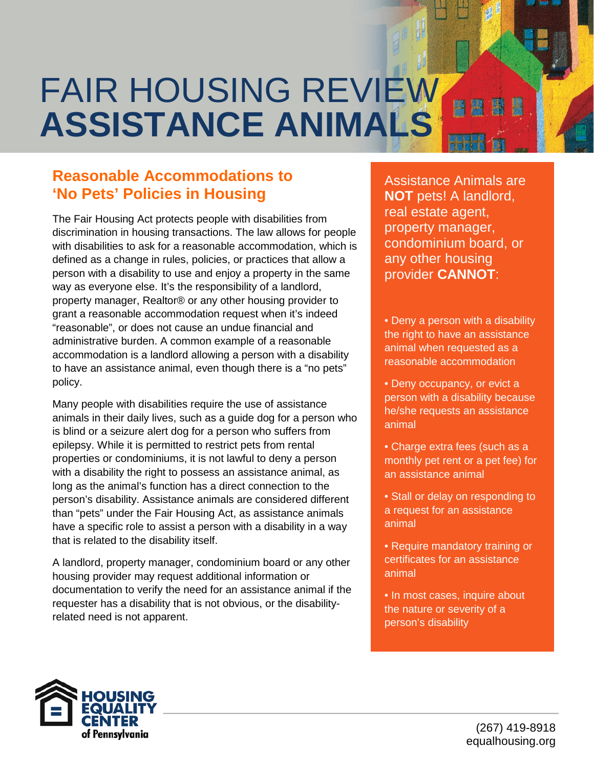# FAIR HOUSING REVIEW **ASSISTANCE ANIMALS**

## Reasonable Accommodations to 'No Pets' Policies in Housing

The Fair Housing Act protects people with disabilities from discrimination in housing transactions. The law allows for people with disabilities to ask for a reasonable accommodation, which is defined as a change in rules, policies, or practices that allow a person with a disability to use and enjoy a property in the same way as everyone else. It's the responsibility of a landlord, property manager, Realtor® or any other housing provider to grant a reasonable accommodation request when it's indeed "reasonable", or does not cause an undue financial and administrative burden. A common example of a reasonable accommodation is a landlord allowing a person with a disability to have an assistance animal, even though there is a "no pets" policy.

Many people with disabilities require the use of assistance animals in their daily lives, such as a guide dog for a person who is blind or a seizure alert dog for a person who suffers from epilepsy. While it is permitted to restrict pets from rental properties or condominiums, it is not lawful to deny a person with a disability the right to possess an assistance animal, as long as the animal's function has a direct connection to the person's disability. Assistance animals are considered different than "pets" under the Fair Housing Act, as assistance animals have a specific role to assist a person with a disability in a way that is related to the disability itself.

A landlord, property manager, condominium board or any other housing provider may request additional information or documentation to verify the need for an assistance animal if the requester has a disability that is not obvious, or the disability-related need is not apparent.

Assistance Animals are **NOT** pets! A landlord, real estate agent, property manager, condominium board, or any other housing provider **CANNOT**:

- Deny a person with a disability the right to have an assistance animal when requested as a reasonable accommodation
- Deny occupancy, or evict a person with a disability because he/she requests an assistance animal
- Charge extra fees (such as a monthly pet rent or a pet fee) for an assistance animal
- Stall or delay on responding to a request for an assistance animal
- Require mandatory training or certificates for an assistance animal
- In most cases, inquire about the nature or severity of a person's disability

HOUSING EQUALITY CENTER of Pennsylvania

(267) 419-8918
equalhousing.org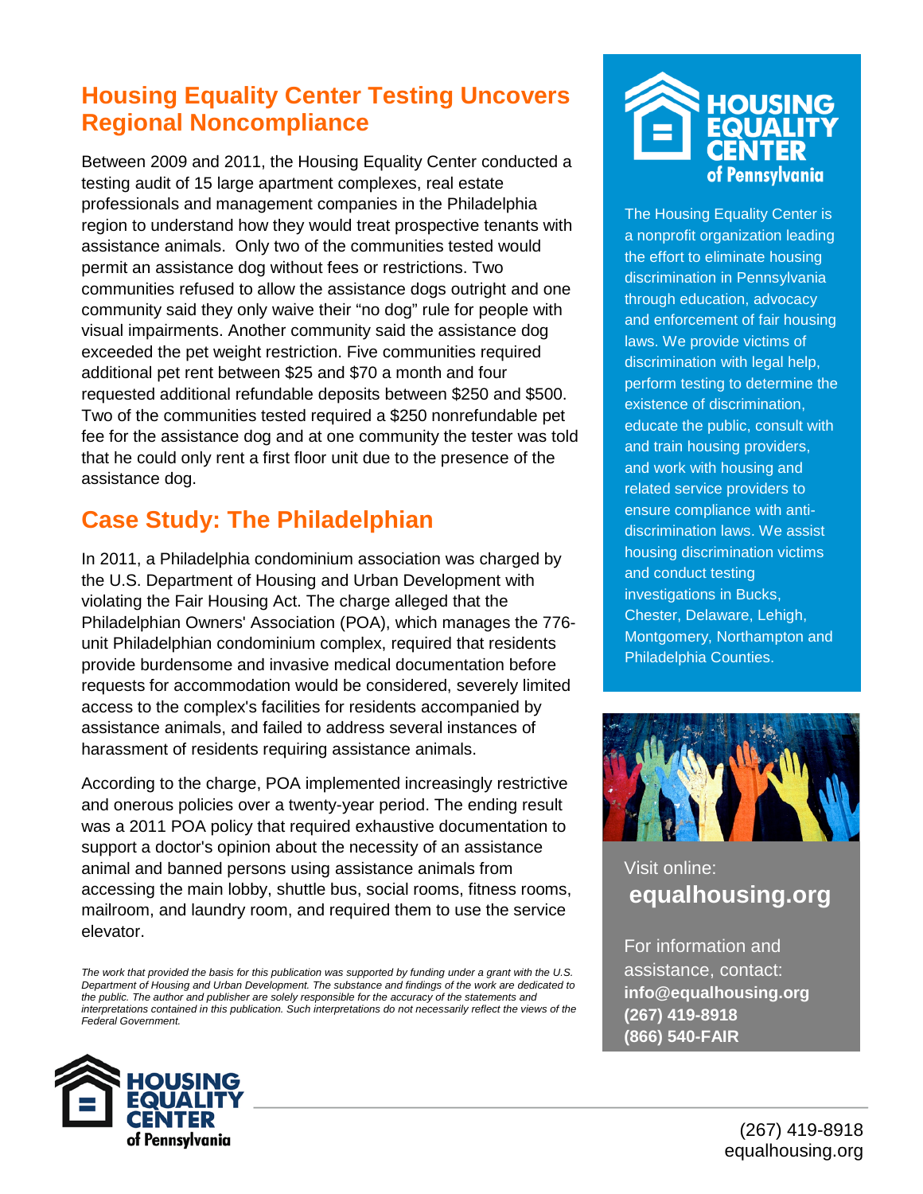## Housing Equality Center Testing Uncovers Regional Noncompliance

Between 2009 and 2011, the Housing Equality Center conducted a testing audit of 15 large apartment complexes, real estate professionals and management companies in the Philadelphia region to understand how they would treat prospective tenants with assistance animals. Only two of the communities tested would permit an assistance dog without fees or restrictions. Two communities refused to allow the assistance dogs outright and one community said they only waive their "no dog" rule for people with visual impairments. Another community said the assistance dog exceeded the pet weight restriction. Five communities required additional pet rent between $25 and $70 a month and four requested additional refundable deposits between $250 and $500. Two of the communities tested required a $250 nonrefundable pet fee for the assistance dog and at one community the tester was told that he could only rent a first floor unit due to the presence of the assistance dog.

## Case Study: The Philadelphian

In 2011, a Philadelphia condominium association was charged by the U.S. Department of Housing and Urban Development with violating the Fair Housing Act. The charge alleged that the Philadelphian Owners' Association (POA), which manages the 776-unit Philadelphian condominium complex, required that residents provide burdensome and invasive medical documentation before requests for accommodation would be considered, severely limited access to the complex's facilities for residents accompanied by assistance animals, and failed to address several instances of harassment of residents requiring assistance animals.

According to the charge, POA implemented increasingly restrictive and onerous policies over a twenty-year period. The ending result was a 2011 POA policy that required exhaustive documentation to support a doctor's opinion about the necessity of an assistance animal and banned persons using assistance animals from accessing the main lobby, shuttle bus, social rooms, fitness rooms, mailroom, and laundry room, and required them to use the service elevator.

*The work that provided the basis for this publication was supported by funding under a grant with the U.S. Department of Housing and Urban Development. The substance and findings of the work are dedicated to the public. The author and publisher are solely responsible for the accuracy of the statements and interpretations contained in this publication. Such interpretations do not necessarily reflect the views of the Federal Government.*

**HOUSING EQUALITY CENTER of Pennsylvania**

The Housing Equality Center is a nonprofit organization leading the effort to eliminate housing discrimination in Pennsylvania through education, advocacy and enforcement of fair housing laws. We provide victims of discrimination with legal help, perform testing to determine the existence of discrimination, educate the public, consult with and train housing providers, and work with housing and related service providers to ensure compliance with anti-discrimination laws. We assist housing discrimination victims and conduct testing investigations in Bucks, Chester, Delaware, Lehigh, Montgomery, Northampton and Philadelphia Counties.

Visit online:
**equalhousing.org**

For information and assistance, contact:
**info@equalhousing.org**
**(267) 419-8918**
**(866) 540-FAIR**

**HOUSING EQUALITY CENTER of Pennsylvania**

(267) 419-8918
equalhousing.org